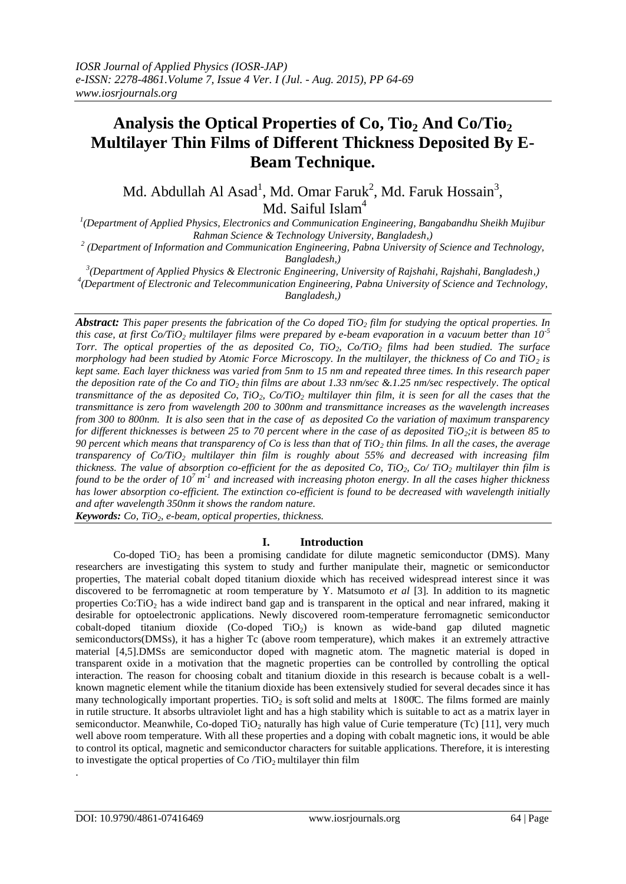# Analysis the Optical Properties of Co, $Tio_2$ And Co/$Tio_2$ Multilayer Thin Films of Different Thickness Deposited By E-Beam Technique.

Md. Abdullah Al Asad[1], Md. Omar Faruk[2], Md. Faruk Hossain[3], Md. Saiful Islam[4]

[1](Department of Applied Physics, Electronics and Communication Engineering, Bangabandhu Sheikh Mujibur Rahman Science & Technology University, Bangladesh,)

[2] (Department of Information and Communication Engineering, Pabna University of Science and Technology, Bangladesh,)

[3](Department of Applied Physics & Electronic Engineering, University of Rajshahi, Rajshahi, Bangladesh,)

[4](Department of Electronic and Telecommunication Engineering, Pabna University of Science and Technology, Bangladesh,)

***Abstract:*** *This paper presents the fabrication of the Co doped $TiO_2$ film for studying the optical properties. In this case, at first Co/$TiO_2$ multilayer films were prepared by e-beam evaporation in a vacuum better than $10^{-5}$ Torr. The optical properties of the as deposited Co, $TiO_2$, Co/$TiO_2$ films had been studied. The surface morphology had been studied by Atomic Force Microscopy. In the multilayer, the thickness of Co and $TiO_2$ is kept same. Each layer thickness was varied from 5nm to 15 nm and repeated three times. In this research paper the deposition rate of the Co and $TiO_2$ thin films are about 1.33 nm/sec &.1.25 nm/sec respectively. The optical transmittance of the as deposited Co, $TiO_2$, Co/$TiO_2$ multilayer thin film, it is seen for all the cases that the transmittance is zero from wavelength 200 to 300nm and transmittance increases as the wavelength increases from 300 to 800nm. It is also seen that in the case of as deposited Co the variation of maximum transparency for different thicknesses is between 25 to 70 percent where in the case of as deposited $TiO_2$;it is between 85 to 90 percent which means that transparency of Co is less than that of $TiO_2$ thin films. In all the cases, the average transparency of Co/$TiO_2$ multilayer thin film is roughly about 55% and decreased with increasing film thickness. The value of absorption co-efficient for the as deposited Co, $TiO_2$, Co/ $TiO_2$ multilayer thin film is found to be the order of $10^7$ $m^{-1}$ and increased with increasing photon energy. In all the cases higher thickness has lower absorption co-efficient. The extinction co-efficient is found to be decreased with wavelength initially and after wavelength 350nm it shows the random nature.*

***Keywords:*** *Co, $TiO_2$, e-beam, optical properties, thickness.*

## I. Introduction

Co-doped $TiO_2$ has been a promising candidate for dilute magnetic semiconductor (DMS). Many researchers are investigating this system to study and further manipulate their, magnetic or semiconductor properties, The material cobalt doped titanium dioxide which has received widespread interest since it was discovered to be ferromagnetic at room temperature by Y. Matsumoto *et al* [3]. In addition to its magnetic properties Co:$TiO_2$ has a wide indirect band gap and is transparent in the optical and near infrared, making it desirable for optoelectronic applications. Newly discovered room-temperature ferromagnetic semiconductor cobalt-doped titanium dioxide (Co-doped $TiO_2$) is known as wide-band gap diluted magnetic semiconductors(DMSs), it has a higher Tc (above room temperature), which makes it an extremely attractive material [4,5].DMSs are semiconductor doped with magnetic atom. The magnetic material is doped in transparent oxide in a motivation that the magnetic properties can be controlled by controlling the optical interaction. The reason for choosing cobalt and titanium dioxide in this research is because cobalt is a well-known magnetic element while the titanium dioxide has been extensively studied for several decades since it has many technologically important properties. $TiO_2$ is soft solid and melts at 1800̊C. The films formed are mainly in rutile structure. It absorbs ultraviolet light and has a high stability which is suitable to act as a matrix layer in semiconductor. Meanwhile, Co-doped $TiO_2$ naturally has high value of Curie temperature (Tc) [11], very much well above room temperature. With all these properties and a doping with cobalt magnetic ions, it would be able to control its optical, magnetic and semiconductor characters for suitable applications. Therefore, it is interesting to investigate the optical properties of Co /$TiO_2$ multilayer thin film

.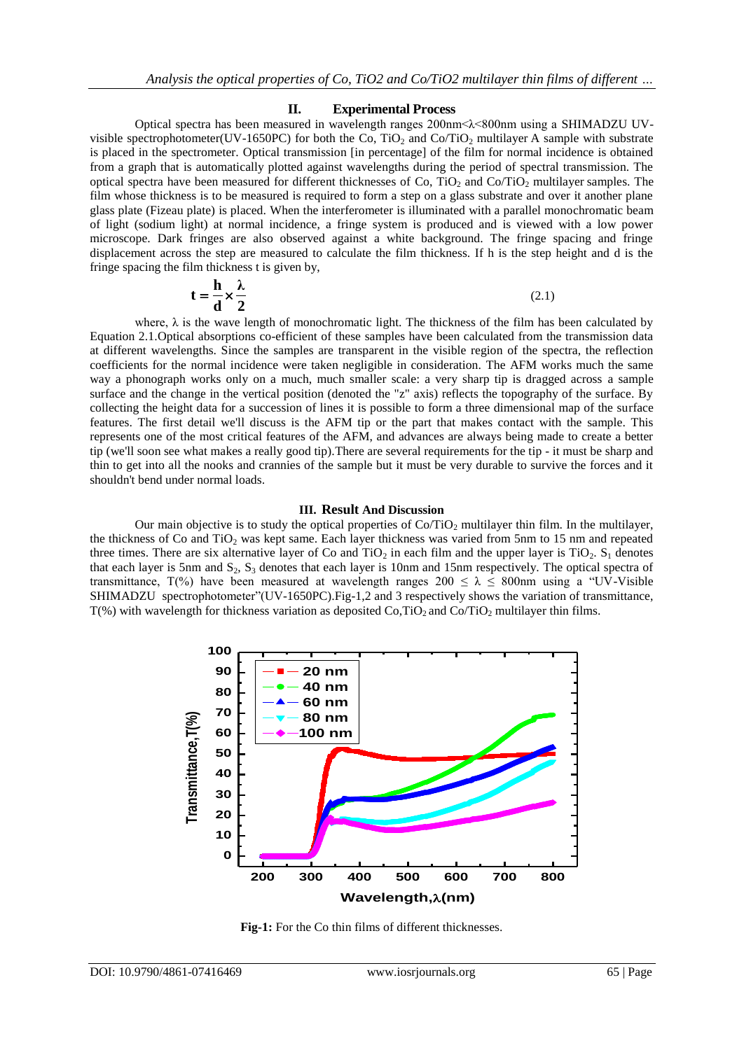## II. Experimental Process

Optical spectra has been measured in wavelength ranges 200nm<λ<800nm using a SHIMADZU UV-visible spectrophotometer(UV-1650PC) for both the Co, $TiO_2$ and Co/$TiO_2$ multilayer A sample with substrate is placed in the spectrometer. Optical transmission [in percentage] of the film for normal incidence is obtained from a graph that is automatically plotted against wavelengths during the period of spectral transmission. The optical spectra have been measured for different thicknesses of Co, $TiO_2$ and Co/$TiO_2$ multilayer samples. The film whose thickness is to be measured is required to form a step on a glass substrate and over it another plane glass plate (Fizeau plate) is placed. When the interferometer is illuminated with a parallel monochromatic beam of light (sodium light) at normal incidence, a fringe system is produced and is viewed with a low power microscope. Dark fringes are also observed against a white background. The fringe spacing and fringe displacement across the step are measured to calculate the film thickness. If h is the step height and d is the fringe spacing the film thickness t is given by,

$$\mathbf{t} = \frac{\mathbf{h}}{\mathbf{d}} \times \frac{\boldsymbol{\lambda}}{\mathbf{2}} \tag{2.1}$$

where, λ is the wave length of monochromatic light. The thickness of the film has been calculated by Equation 2.1.Optical absorptions co-efficient of these samples have been calculated from the transmission data at different wavelengths. Since the samples are transparent in the visible region of the spectra, the reflection coefficients for the normal incidence were taken negligible in consideration. The AFM works much the same way a phonograph works only on a much, much smaller scale: a very sharp tip is dragged across a sample surface and the change in the vertical position (denoted the "z" axis) reflects the topography of the surface. By collecting the height data for a succession of lines it is possible to form a three dimensional map of the surface features. The first detail we'll discuss is the AFM tip or the part that makes contact with the sample. This represents one of the most critical features of the AFM, and advances are always being made to create a better tip (we'll soon see what makes a really good tip).There are several requirements for the tip - it must be sharp and thin to get into all the nooks and crannies of the sample but it must be very durable to survive the forces and it shouldn't bend under normal loads.

## III. Result And Discussion

Our main objective is to study the optical properties of Co/$TiO_2$ multilayer thin film. In the multilayer, the thickness of Co and $TiO_2$ was kept same. Each layer thickness was varied from 5nm to 15 nm and repeated three times. There are six alternative layer of Co and $TiO_2$ in each film and the upper layer is $TiO_2$. $S_1$ denotes that each layer is 5nm and $S_2$, $S_3$ denotes that each layer is 10nm and 15nm respectively. The optical spectra of transmittance, T(%) have been measured at wavelength ranges $200 \leq \lambda \leq 800$nm using a "UV-Visible SHIMADZU spectrophotometer"(UV-1650PC).Fig-1,2 and 3 respectively shows the variation of transmittance, T(%) with wavelength for thickness variation as deposited Co,$TiO_2$ and Co/$TiO_2$ multilayer thin films.

**Fig-1:** For the Co thin films of different thicknesses.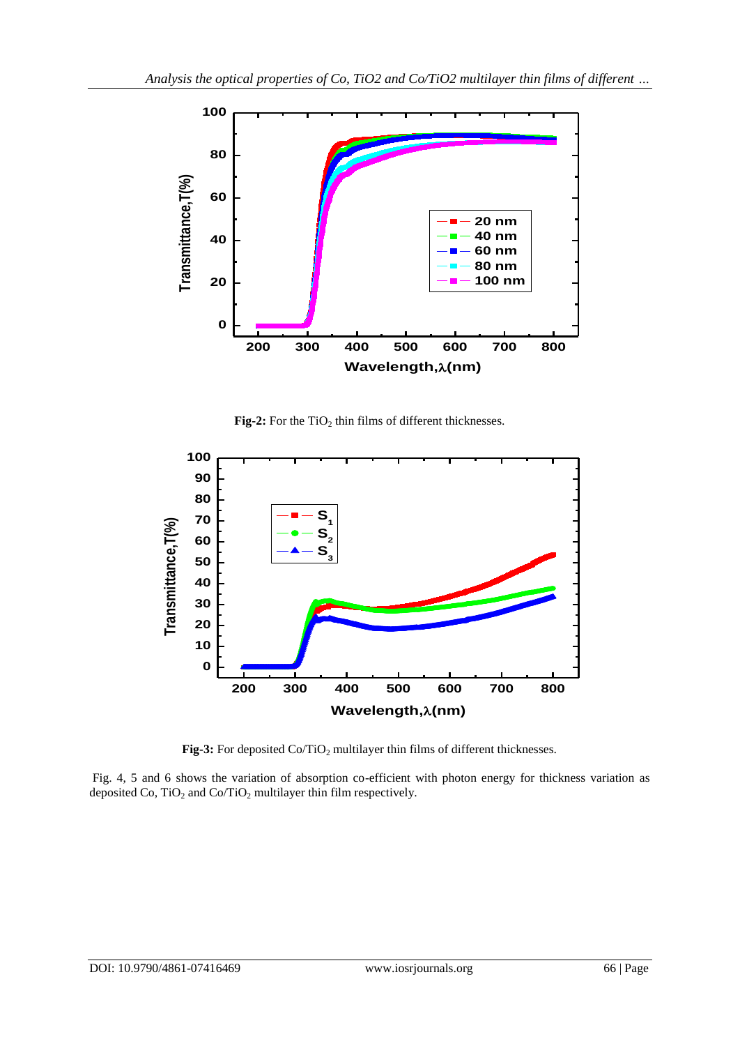**Fig-2:** For the $TiO_2$ thin films of different thicknesses.

**Fig-3:** For deposited $Co/TiO_2$ multilayer thin films of different thicknesses.

Fig. 4, 5 and 6 shows the variation of absorption co-efficient with photon energy for thickness variation as deposited Co, $TiO_2$ and $Co/TiO_2$ multilayer thin film respectively.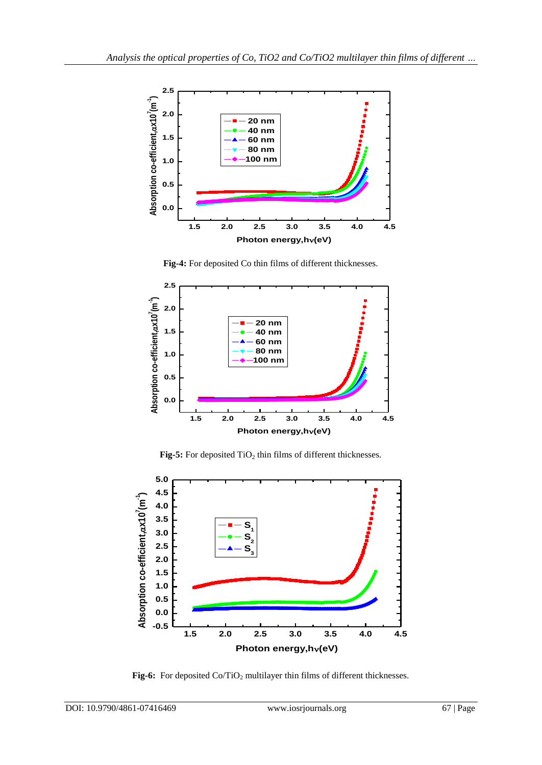**Fig-4:** For deposited Co thin films of different thicknesses.

**Fig-5:** For deposited $TiO_2$ thin films of different thicknesses.

**Fig-6:** For deposited $Co/TiO_2$ multilayer thin films of different thicknesses.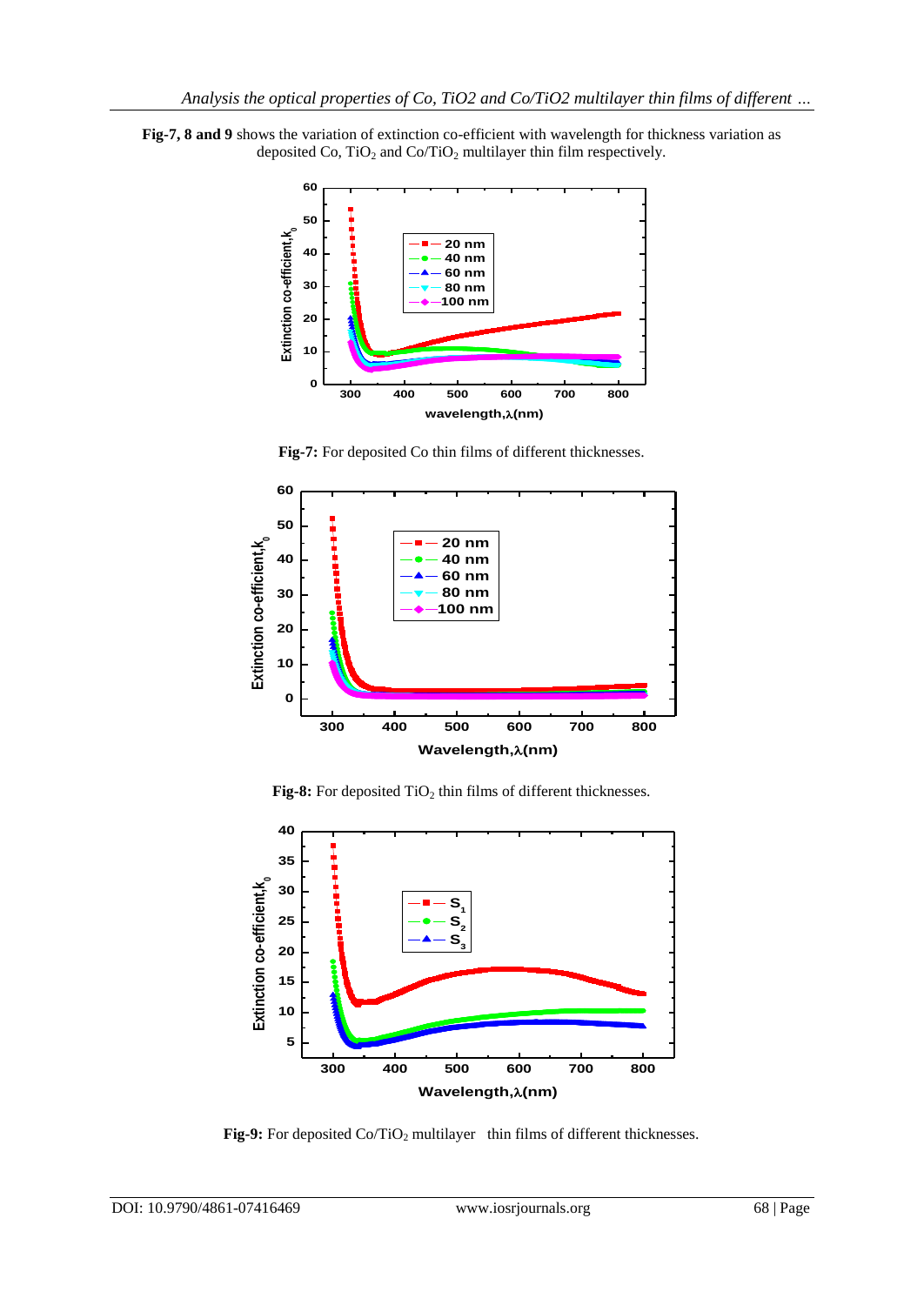**Fig-7, 8 and 9** shows the variation of extinction co-efficient with wavelength for thickness variation as deposited Co, $TiO_2$ and Co/$TiO_2$ multilayer thin film respectively.

**Fig-7:** For deposited Co thin films of different thicknesses.

**Fig-8:** For deposited $TiO_2$ thin films of different thicknesses.

**Fig-9:** For deposited Co/$TiO_2$ multilayer thin films of different thicknesses.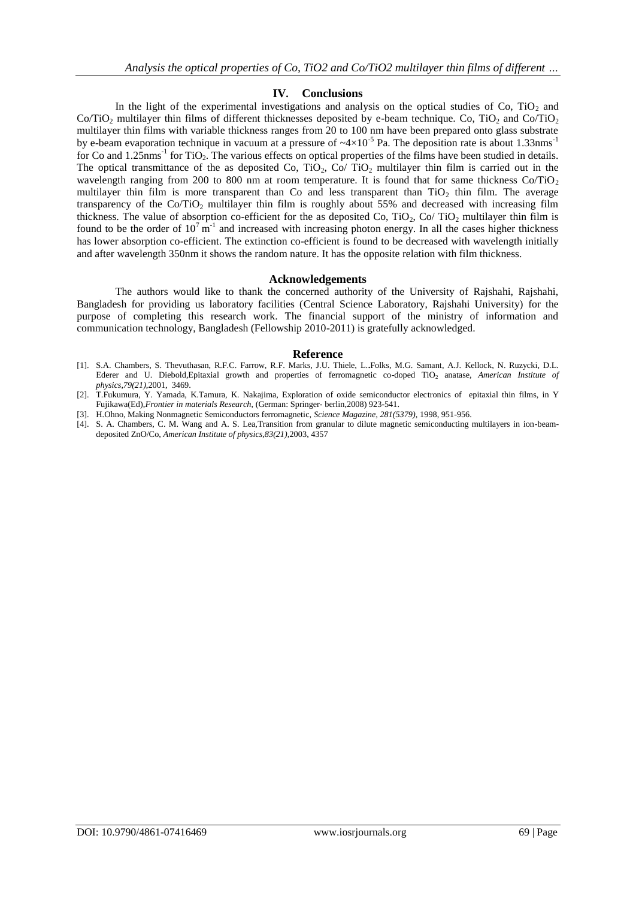## IV. Conclusions

In the light of the experimental investigations and analysis on the optical studies of Co, $TiO_2$ and $Co/TiO_2$ multilayer thin films of different thicknesses deposited by e-beam technique. Co, $TiO_2$ and $Co/TiO_2$ multilayer thin films with variable thickness ranges from 20 to 100 nm have been prepared onto glass substrate by e-beam evaporation technique in vacuum at a pressure of $\sim 4\times10^{-5}$ Pa. The deposition rate is about 1.33nms$^{-1}$ for Co and 1.25nms$^{-1}$ for $TiO_2$. The various effects on optical properties of the films have been studied in details. The optical transmittance of the as deposited Co, $TiO_2$, Co/ $TiO_2$ multilayer thin film is carried out in the wavelength ranging from 200 to 800 nm at room temperature. It is found that for same thickness $Co/TiO_2$ multilayer thin film is more transparent than Co and less transparent than $TiO_2$ thin film. The average transparency of the $Co/TiO_2$ multilayer thin film is roughly about 55% and decreased with increasing film thickness. The value of absorption co-efficient for the as deposited Co, $TiO_2$, Co/ $TiO_2$ multilayer thin film is found to be the order of $10^7$ m$^{-1}$ and increased with increasing photon energy. In all the cases higher thickness has lower absorption co-efficient. The extinction co-efficient is found to be decreased with wavelength initially and after wavelength 350nm it shows the random nature. It has the opposite relation with film thickness.

## Acknowledgements

The authors would like to thank the concerned authority of the University of Rajshahi, Rajshahi, Bangladesh for providing us laboratory facilities (Central Science Laboratory, Rajshahi University) for the purpose of completing this research work. The financial support of the ministry of information and communication technology, Bangladesh (Fellowship 2010-2011) is gratefully acknowledged.

## Reference

[1]. S.A. Chambers, S. Thevuthasan, R.F.C. Farrow, R.F. Marks, J.U. Thiele, L..Folks, M.G. Samant, A.J. Kellock, N. Ruzycki, D.L. Ederer and U. Diebold,Epitaxial growth and properties of ferromagnetic co-doped $TiO_2$ anatase, *American Institute of physics,79(21)*,2001, 3469.

[2]. T.Fukumura, Y. Yamada, K.Tamura, K. Nakajima, Exploration of oxide semiconductor electronics of epitaxial thin films, in Y Fujikawa(Ed),*Frontier in materials Research*, (German: Springer- berlin,2008) 923-541.

[3]. H.Ohno, Making Nonmagnetic Semiconductors ferromagnetic, *Science Magazine, 281(5379)*, 1998, 951-956.

[4]. S. A. Chambers, C. M. Wang and A. S. Lea,Transition from granular to dilute magnetic semiconducting multilayers in ion-beam-deposited ZnO/Co, *American Institute of physics,83(21)*,2003, 4357